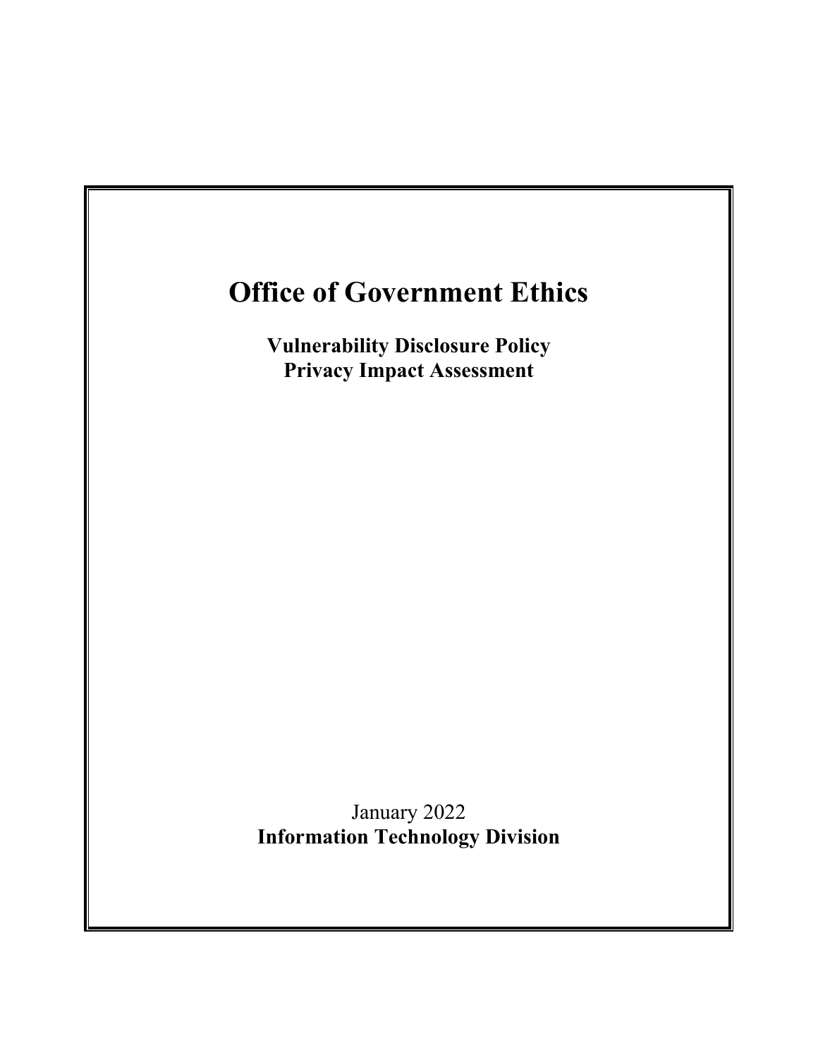# Office of Government Ethics

**Vulnerability Disclosure Policy**
**Privacy Impact Assessment**

January 2022
**Information Technology Division**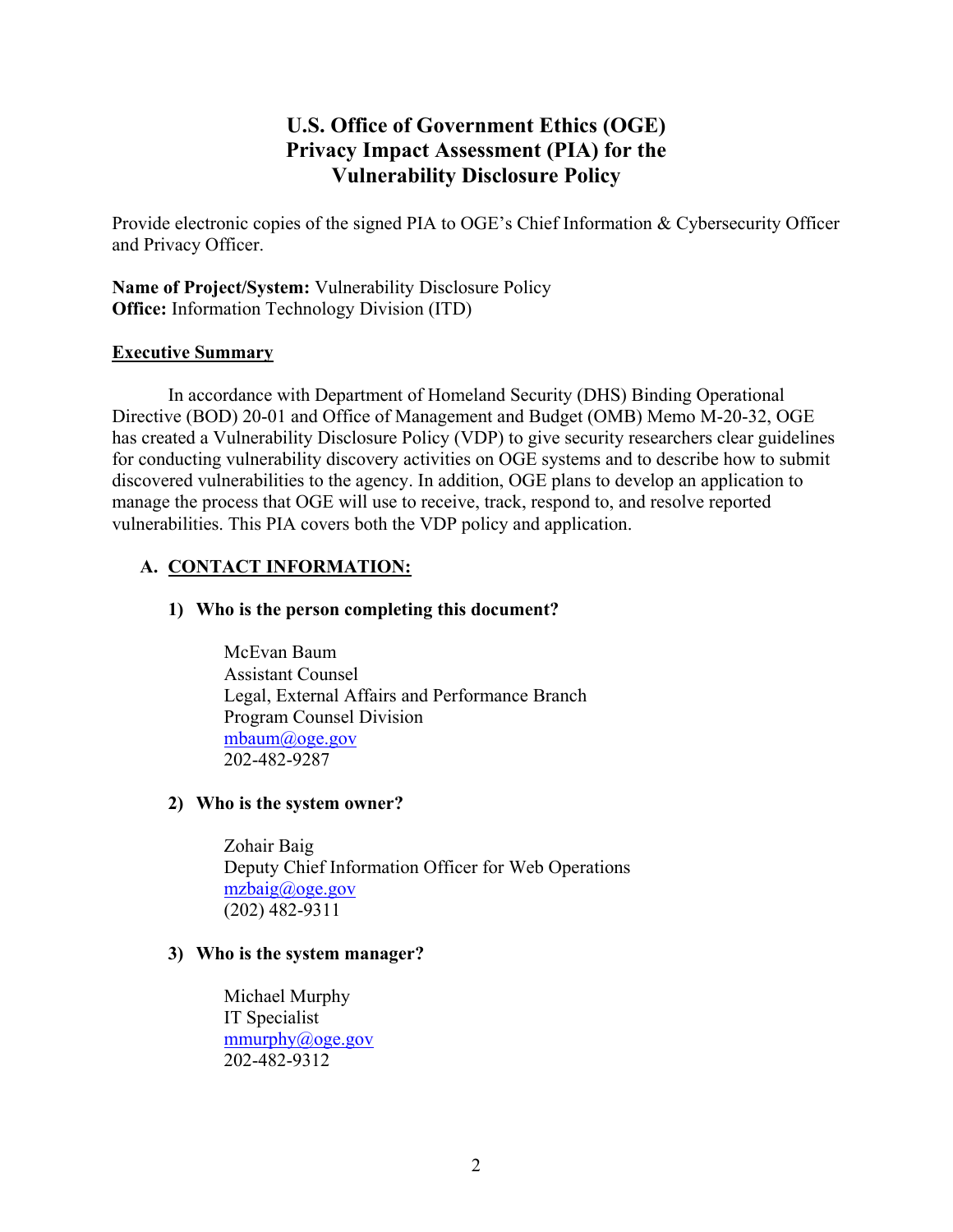# U.S. Office of Government Ethics (OGE) Privacy Impact Assessment (PIA) for the Vulnerability Disclosure Policy

Provide electronic copies of the signed PIA to OGE's Chief Information & Cybersecurity Officer and Privacy Officer.

**Name of Project/System:** Vulnerability Disclosure Policy
**Office:** Information Technology Division (ITD)

## Executive Summary

In accordance with Department of Homeland Security (DHS) Binding Operational Directive (BOD) 20-01 and Office of Management and Budget (OMB) Memo M-20-32, OGE has created a Vulnerability Disclosure Policy (VDP) to give security researchers clear guidelines for conducting vulnerability discovery activities on OGE systems and to describe how to submit discovered vulnerabilities to the agency. In addition, OGE plans to develop an application to manage the process that OGE will use to receive, track, respond to, and resolve reported vulnerabilities. This PIA covers both the VDP policy and application.

## A. CONTACT INFORMATION:

### 1) Who is the person completing this document?

McEvan Baum
Assistant Counsel
Legal, External Affairs and Performance Branch
Program Counsel Division
mbaum@oge.gov
202-482-9287

### 2) Who is the system owner?

Zohair Baig
Deputy Chief Information Officer for Web Operations
mzbaig@oge.gov
(202) 482-9311

### 3) Who is the system manager?

Michael Murphy
IT Specialist
mmurphy@oge.gov
202-482-9312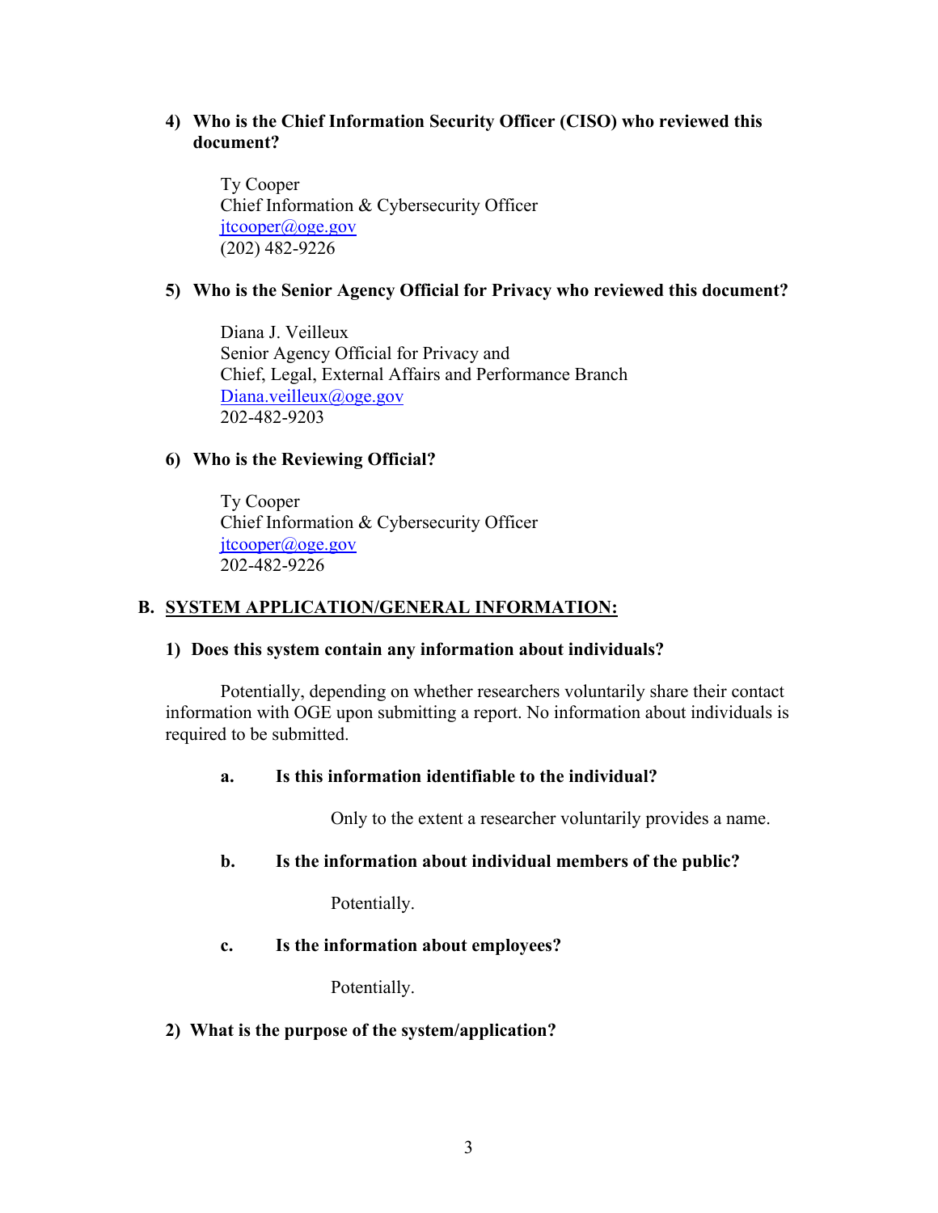**4) Who is the Chief Information Security Officer (CISO) who reviewed this document?**

Ty Cooper
Chief Information & Cybersecurity Officer
jtcooper@oge.gov
(202) 482-9226

**5) Who is the Senior Agency Official for Privacy who reviewed this document?**

Diana J. Veilleux
Senior Agency Official for Privacy and
Chief, Legal, External Affairs and Performance Branch
Diana.veilleux@oge.gov
202-482-9203

**6) Who is the Reviewing Official?**

Ty Cooper
Chief Information & Cybersecurity Officer
jtcooper@oge.gov
202-482-9226

## B. SYSTEM APPLICATION/GENERAL INFORMATION:

**1) Does this system contain any information about individuals?**

Potentially, depending on whether researchers voluntarily share their contact information with OGE upon submitting a report. No information about individuals is required to be submitted.

**a. Is this information identifiable to the individual?**

Only to the extent a researcher voluntarily provides a name.

**b. Is the information about individual members of the public?**

Potentially.

**c. Is the information about employees?**

Potentially.

**2) What is the purpose of the system/application?**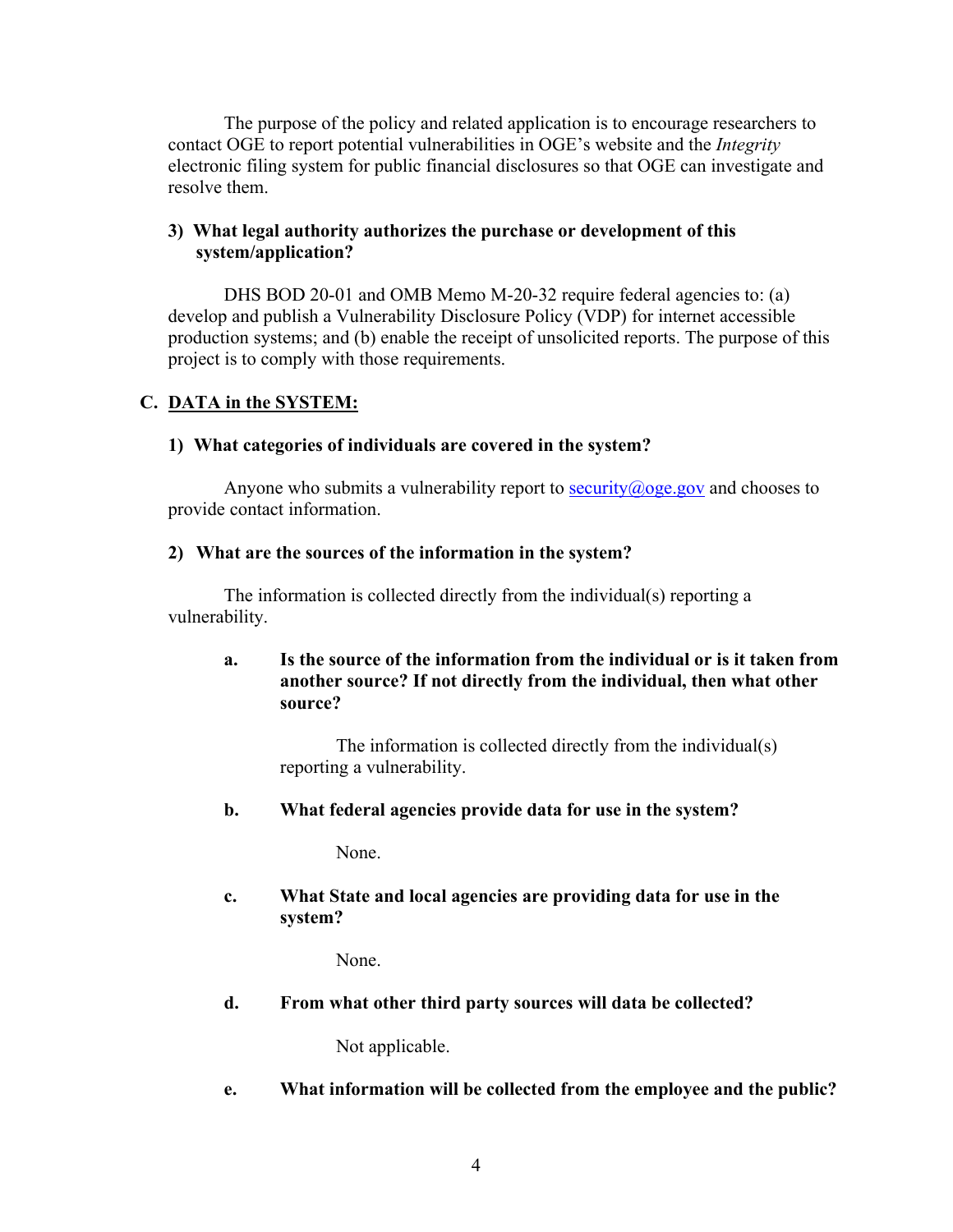The purpose of the policy and related application is to encourage researchers to contact OGE to report potential vulnerabilities in OGE's website and the *Integrity* electronic filing system for public financial disclosures so that OGE can investigate and resolve them.

### 3) What legal authority authorizes the purchase or development of this system/application?

DHS BOD 20-01 and OMB Memo M-20-32 require federal agencies to: (a) develop and publish a Vulnerability Disclosure Policy (VDP) for internet accessible production systems; and (b) enable the receipt of unsolicited reports. The purpose of this project is to comply with those requirements.

## C. DATA in the SYSTEM:

### 1) What categories of individuals are covered in the system?

Anyone who submits a vulnerability report to security@oge.gov and chooses to provide contact information.

### 2) What are the sources of the information in the system?

The information is collected directly from the individual(s) reporting a vulnerability.

**a. Is the source of the information from the individual or is it taken from another source? If not directly from the individual, then what other source?**

The information is collected directly from the individual(s) reporting a vulnerability.

**b. What federal agencies provide data for use in the system?**

None.

**c. What State and local agencies are providing data for use in the system?**

None.

**d. From what other third party sources will data be collected?**

Not applicable.

**e. What information will be collected from the employee and the public?**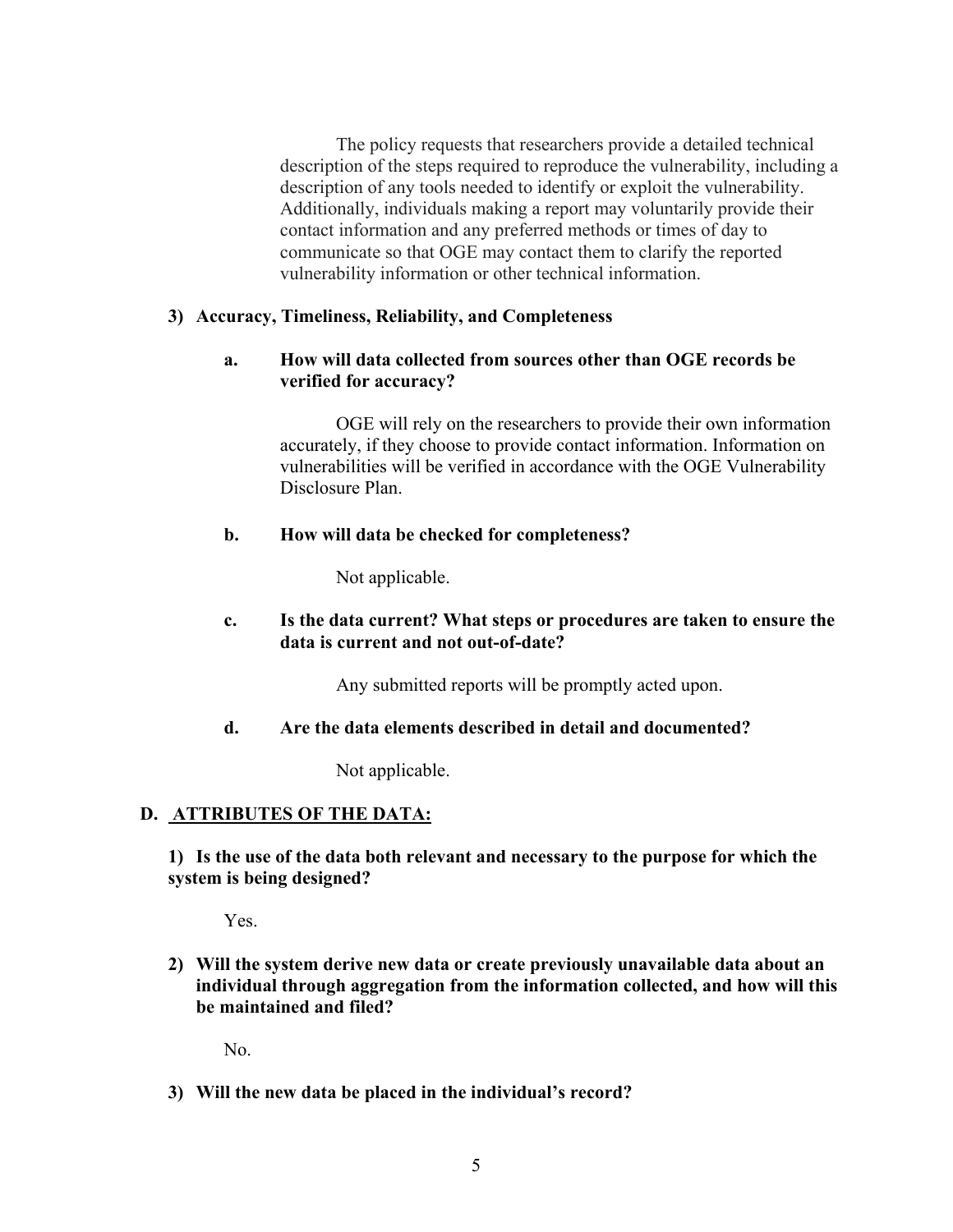The policy requests that researchers provide a detailed technical description of the steps required to reproduce the vulnerability, including a description of any tools needed to identify or exploit the vulnerability. Additionally, individuals making a report may voluntarily provide their contact information and any preferred methods or times of day to communicate so that OGE may contact them to clarify the reported vulnerability information or other technical information.

**3) Accuracy, Timeliness, Reliability, and Completeness**

**a. How will data collected from sources other than OGE records be verified for accuracy?**

OGE will rely on the researchers to provide their own information accurately, if they choose to provide contact information. Information on vulnerabilities will be verified in accordance with the OGE Vulnerability Disclosure Plan.

**b. How will data be checked for completeness?**

Not applicable.

**c. Is the data current? What steps or procedures are taken to ensure the data is current and not out-of-date?**

Any submitted reports will be promptly acted upon.

**d. Are the data elements described in detail and documented?**

Not applicable.

## D. ATTRIBUTES OF THE DATA:

**1) Is the use of the data both relevant and necessary to the purpose for which the system is being designed?**

Yes.

**2) Will the system derive new data or create previously unavailable data about an individual through aggregation from the information collected, and how will this be maintained and filed?**

No.

**3) Will the new data be placed in the individual's record?**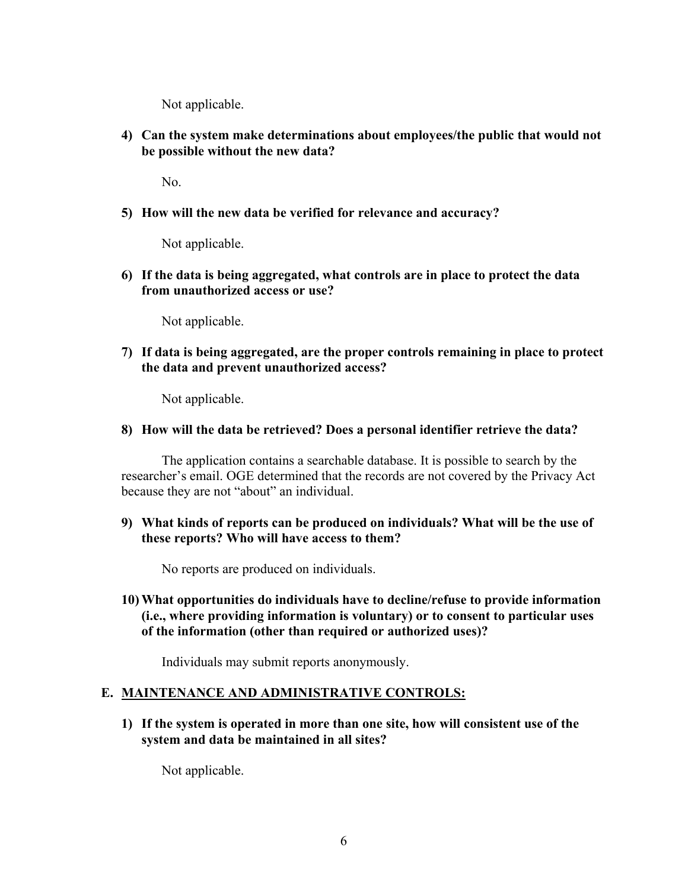Not applicable.

**4) Can the system make determinations about employees/the public that would not be possible without the new data?**

No.

**5) How will the new data be verified for relevance and accuracy?**

Not applicable.

**6) If the data is being aggregated, what controls are in place to protect the data from unauthorized access or use?**

Not applicable.

**7) If data is being aggregated, are the proper controls remaining in place to protect the data and prevent unauthorized access?**

Not applicable.

**8) How will the data be retrieved? Does a personal identifier retrieve the data?**

The application contains a searchable database. It is possible to search by the researcher's email. OGE determined that the records are not covered by the Privacy Act because they are not "about" an individual.

**9) What kinds of reports can be produced on individuals? What will be the use of these reports? Who will have access to them?**

No reports are produced on individuals.

**10) What opportunities do individuals have to decline/refuse to provide information (i.e., where providing information is voluntary) or to consent to particular uses of the information (other than required or authorized uses)?**

Individuals may submit reports anonymously.

## E. MAINTENANCE AND ADMINISTRATIVE CONTROLS:

**1) If the system is operated in more than one site, how will consistent use of the system and data be maintained in all sites?**

Not applicable.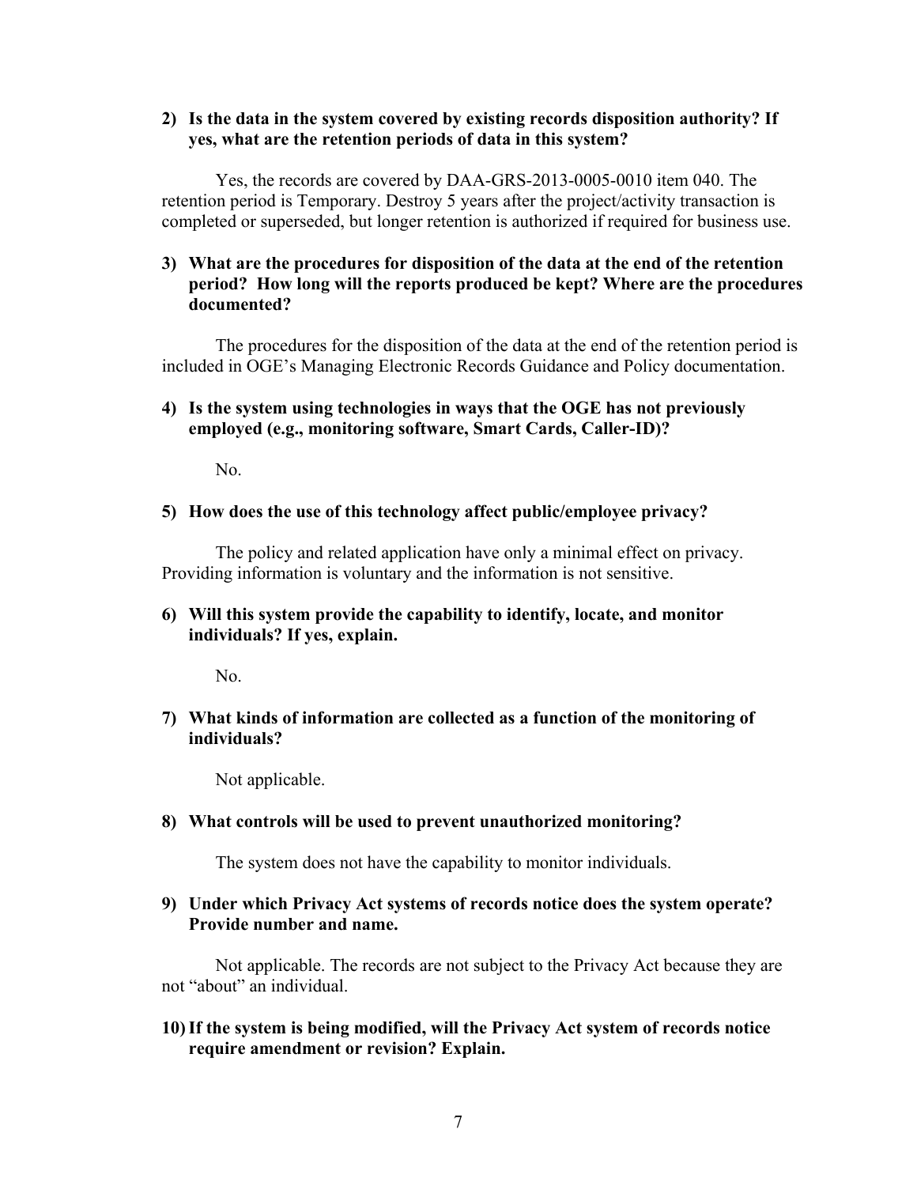2) **Is the data in the system covered by existing records disposition authority? If yes, what are the retention periods of data in this system?**

Yes, the records are covered by DAA-GRS-2013-0005-0010 item 040. The retention period is Temporary. Destroy 5 years after the project/activity transaction is completed or superseded, but longer retention is authorized if required for business use.

3) **What are the procedures for disposition of the data at the end of the retention period? How long will the reports produced be kept? Where are the procedures documented?**

The procedures for the disposition of the data at the end of the retention period is included in OGE's Managing Electronic Records Guidance and Policy documentation.

4) **Is the system using technologies in ways that the OGE has not previously employed (e.g., monitoring software, Smart Cards, Caller-ID)?**

No.

5) **How does the use of this technology affect public/employee privacy?**

The policy and related application have only a minimal effect on privacy. Providing information is voluntary and the information is not sensitive.

6) **Will this system provide the capability to identify, locate, and monitor individuals? If yes, explain.**

No.

7) **What kinds of information are collected as a function of the monitoring of individuals?**

Not applicable.

8) **What controls will be used to prevent unauthorized monitoring?**

The system does not have the capability to monitor individuals.

9) **Under which Privacy Act systems of records notice does the system operate? Provide number and name.**

Not applicable. The records are not subject to the Privacy Act because they are not "about" an individual.

10) **If the system is being modified, will the Privacy Act system of records notice require amendment or revision? Explain.**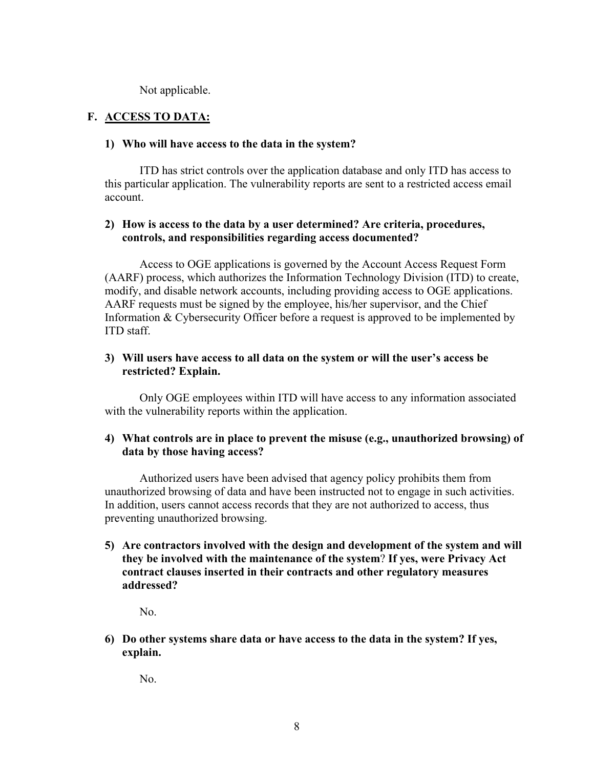Not applicable.

## F. ACCESS TO DATA:

**1) Who will have access to the data in the system?**

ITD has strict controls over the application database and only ITD has access to this particular application. The vulnerability reports are sent to a restricted access email account.

**2) How is access to the data by a user determined? Are criteria, procedures, controls, and responsibilities regarding access documented?**

Access to OGE applications is governed by the Account Access Request Form (AARF) process, which authorizes the Information Technology Division (ITD) to create, modify, and disable network accounts, including providing access to OGE applications. AARF requests must be signed by the employee, his/her supervisor, and the Chief Information & Cybersecurity Officer before a request is approved to be implemented by ITD staff.

**3) Will users have access to all data on the system or will the user's access be restricted? Explain.**

Only OGE employees within ITD will have access to any information associated with the vulnerability reports within the application.

**4) What controls are in place to prevent the misuse (e.g., unauthorized browsing) of data by those having access?**

Authorized users have been advised that agency policy prohibits them from unauthorized browsing of data and have been instructed not to engage in such activities. In addition, users cannot access records that they are not authorized to access, thus preventing unauthorized browsing.

**5) Are contractors involved with the design and development of the system and will they be involved with the maintenance of the system? If yes, were Privacy Act contract clauses inserted in their contracts and other regulatory measures addressed?**

No.

**6) Do other systems share data or have access to the data in the system? If yes, explain.**

No.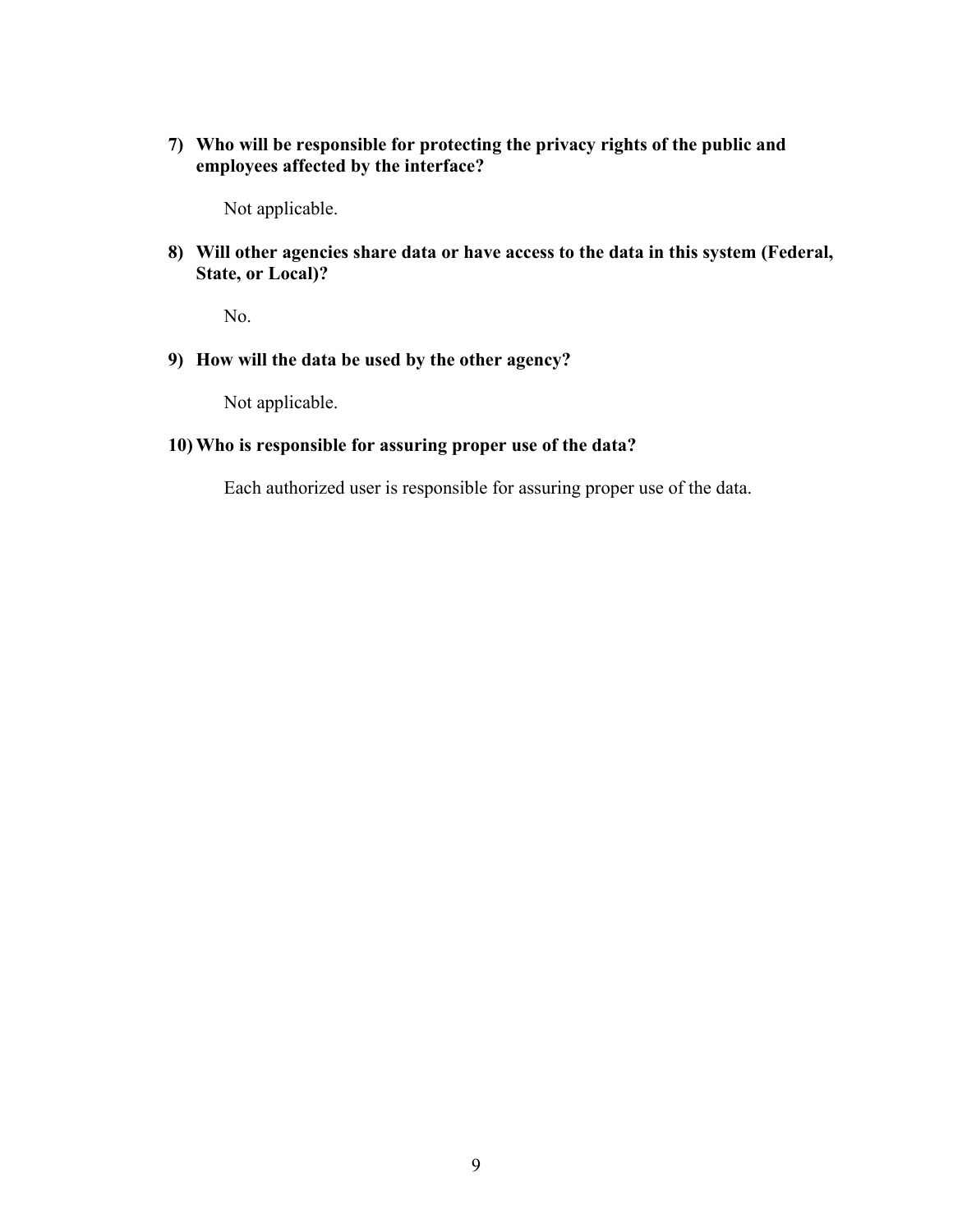**7) Who will be responsible for protecting the privacy rights of the public and employees affected by the interface?**

Not applicable.

**8) Will other agencies share data or have access to the data in this system (Federal, State, or Local)?**

No.

**9) How will the data be used by the other agency?**

Not applicable.

**10) Who is responsible for assuring proper use of the data?**

Each authorized user is responsible for assuring proper use of the data.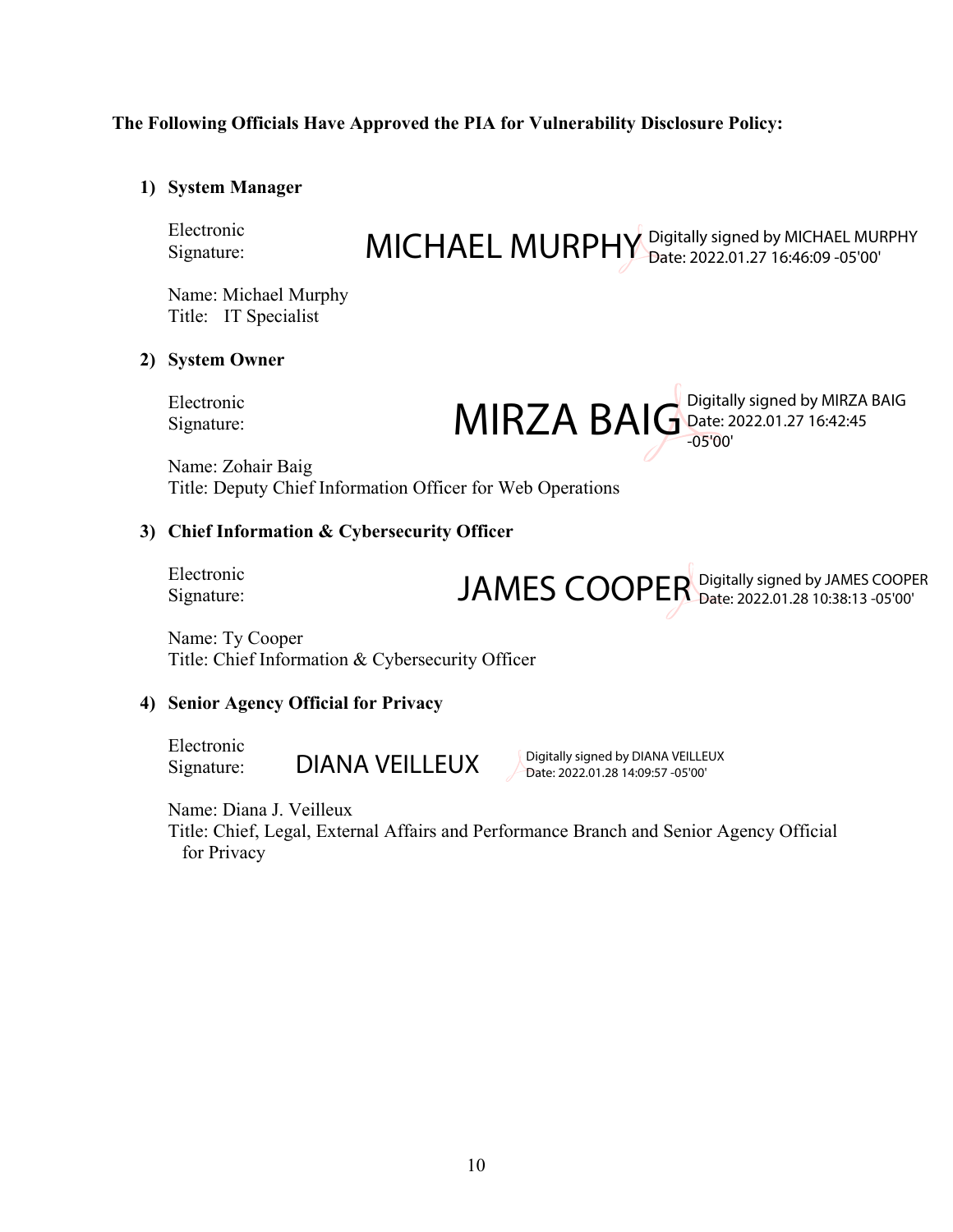**The Following Officials Have Approved the PIA for Vulnerability Disclosure Policy:**

1) **System Manager**

   Electronic Signature: MICHAEL MURPHY Digitally signed by MICHAEL MURPHY Date: 2022.01.27 16:46:09 -05'00'

   Name: Michael Murphy
   Title: IT Specialist

2) **System Owner**

   Electronic Signature: MIRZA BAIG Digitally signed by MIRZA BAIG Date: 2022.01.27 16:42:45 -05'00'

   Name: Zohair Baig
   Title: Deputy Chief Information Officer for Web Operations

3) **Chief Information & Cybersecurity Officer**

   Electronic Signature: JAMES COOPER Digitally signed by JAMES COOPER Date: 2022.01.28 10:38:13 -05'00'

   Name: Ty Cooper
   Title: Chief Information & Cybersecurity Officer

4) **Senior Agency Official for Privacy**

   Electronic Signature: DIANA VEILLEUX Digitally signed by DIANA VEILLEUX Date: 2022.01.28 14:09:57 -05'00'

   Name: Diana J. Veilleux
   Title: Chief, Legal, External Affairs and Performance Branch and Senior Agency Official for Privacy